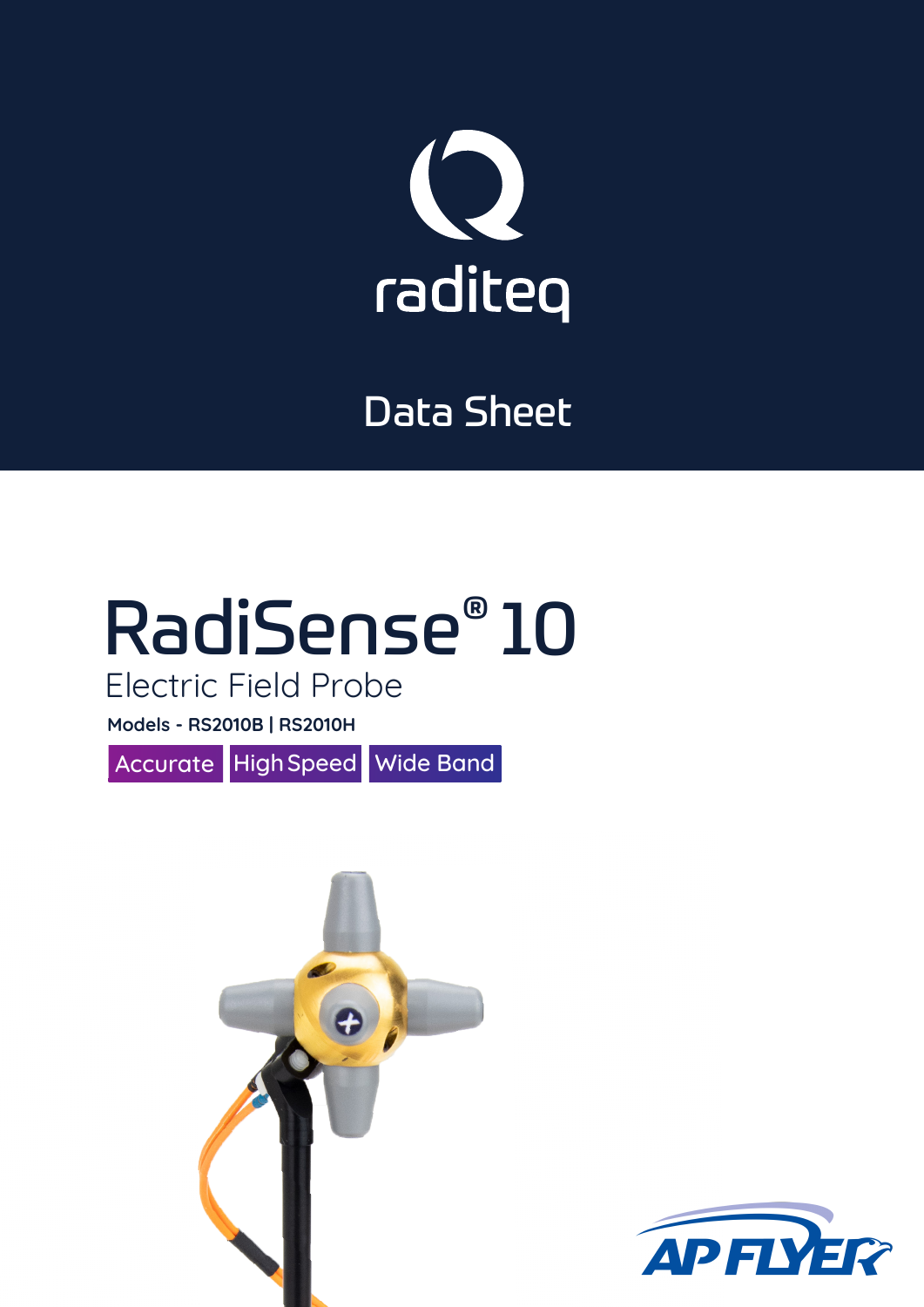raditeq

Data Sheet

# RadiSense® 10

## Electric Field Probe

**Models - RS2010B | RS2010H**

Accurate | High Speed | Wide Band

AP FLYER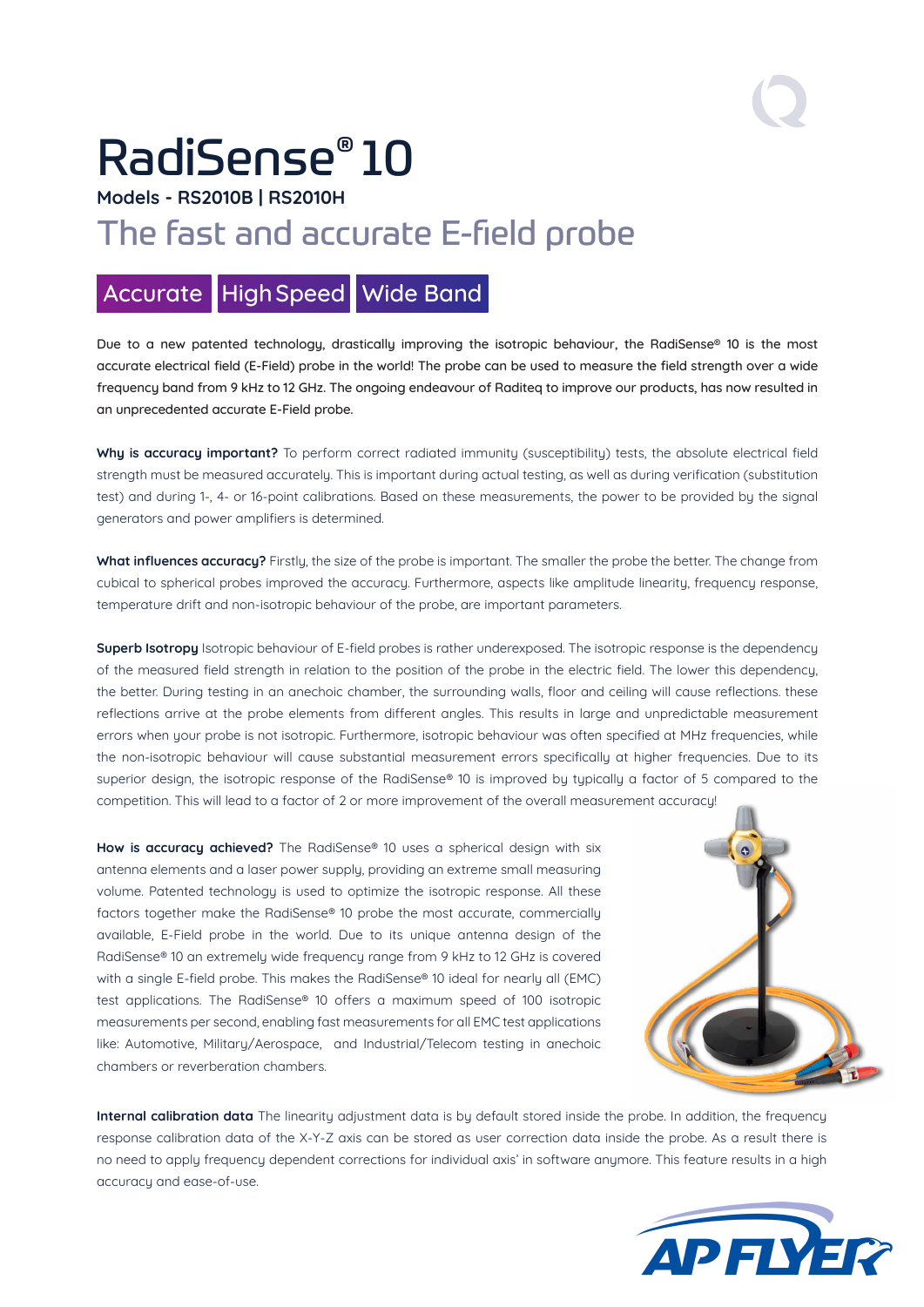# RadiSense® 10

**Models - RS2010B | RS2010H**

## The fast and accurate E-field probe

Accurate | High Speed | Wide Band

Due to a new patented technology, drastically improving the isotropic behaviour, the RadiSense® 10 is the most accurate electrical field (E-Field) probe in the world! The probe can be used to measure the field strength over a wide frequency band from 9 kHz to 12 GHz. The ongoing endeavour of Raditeq to improve our products, has now resulted in an unprecedented accurate E-Field probe.

**Why is accuracy important?** To perform correct radiated immunity (susceptibility) tests, the absolute electrical field strength must be measured accurately. This is important during actual testing, as well as during verification (substitution test) and during 1-, 4- or 16-point calibrations. Based on these measurements, the power to be provided by the signal generators and power amplifiers is determined.

**What influences accuracy?** Firstly, the size of the probe is important. The smaller the probe the better. The change from cubical to spherical probes improved the accuracy. Furthermore, aspects like amplitude linearity, frequency response, temperature drift and non-isotropic behaviour of the probe, are important parameters.

**Superb Isotropy** Isotropic behaviour of E-field probes is rather underexposed. The isotropic response is the dependency of the measured field strength in relation to the position of the probe in the electric field. The lower this dependency, the better. During testing in an anechoic chamber, the surrounding walls, floor and ceiling will cause reflections. these reflections arrive at the probe elements from different angles. This results in large and unpredictable measurement errors when your probe is not isotropic. Furthermore, isotropic behaviour was often specified at MHz frequencies, while the non-isotropic behaviour will cause substantial measurement errors specifically at higher frequencies. Due to its superior design, the isotropic response of the RadiSense® 10 is improved by typically a factor of 5 compared to the competition. This will lead to a factor of 2 or more improvement of the overall measurement accuracy!

**How is accuracy achieved?** The RadiSense® 10 uses a spherical design with six antenna elements and a laser power supply, providing an extreme small measuring volume. Patented technology is used to optimize the isotropic response. All these factors together make the RadiSense® 10 probe the most accurate, commercially available, E-Field probe in the world. Due to its unique antenna design of the RadiSense® 10 an extremely wide frequency range from 9 kHz to 12 GHz is covered with a single E-field probe. This makes the RadiSense® 10 ideal for nearly all (EMC) test applications. The RadiSense® 10 offers a maximum speed of 100 isotropic measurements per second, enabling fast measurements for all EMC test applications like: Automotive, Military/Aerospace, and Industrial/Telecom testing in anechoic chambers or reverberation chambers.

**Internal calibration data** The linearity adjustment data is by default stored inside the probe. In addition, the frequency response calibration data of the X-Y-Z axis can be stored as user correction data inside the probe. As a result there is no need to apply frequency dependent corrections for individual axis' in software anymore. This feature results in a high accuracy and ease-of-use.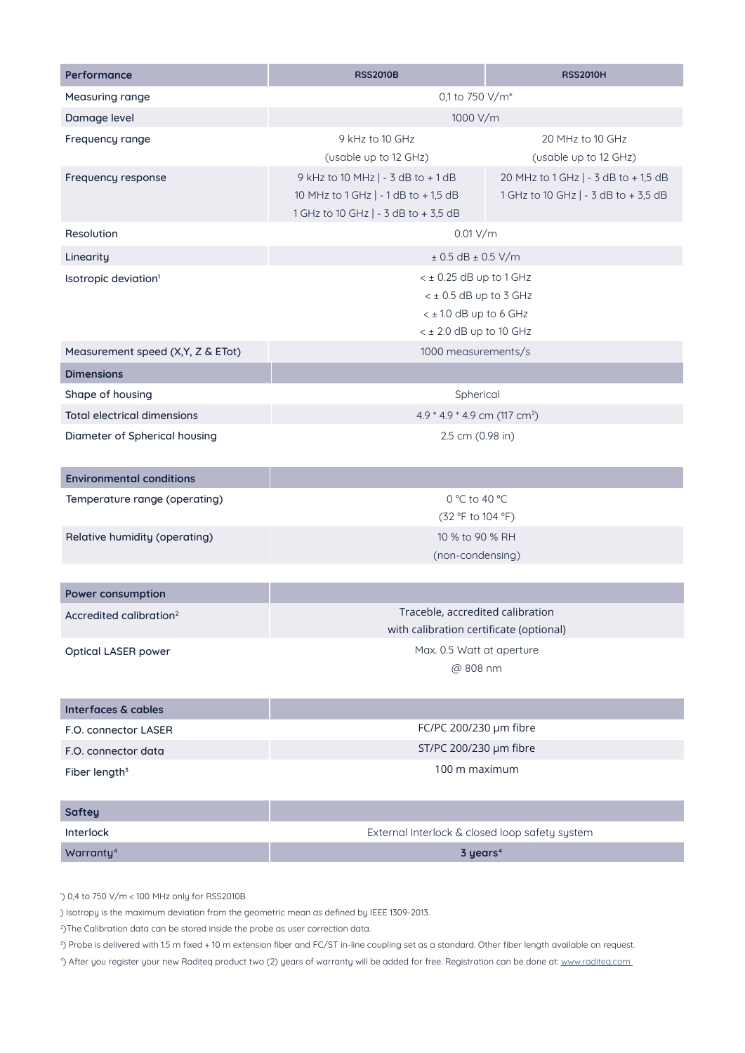| Performance | RSS2010B | RSS2010H |
| --- | --- | --- |
| Measuring range | 0,1 to 750 V/m* | |
| Damage level | 1000 V/m | |
| Frequency range | 9 kHz to 10 GHz (usable up to 12 GHz) | 20 MHz to 10 GHz (usable up to 12 GHz) |
| Frequency response | 9 kHz to 10 MHz \| - 3 dB to + 1 dB<br>10 MHz to 1 GHz \| - 1 dB to + 1,5 dB<br>1 GHz to 10 GHz \| - 3 dB to + 3,5 dB | 20 MHz to 1 GHz \| - 3 dB to + 1,5 dB<br>1 GHz to 10 GHz \| - 3 dB to + 3,5 dB |
| Resolution | 0.01 V/m | |
| Linearity | ± 0.5 dB ± 0.5 V/m | |
| Isotropic deviation[1] | < ± 0.25 dB up to 1 GHz<br>< ± 0.5 dB up to 3 GHz<br>< ± 1.0 dB up to 6 GHz<br>< ± 2.0 dB up to 10 GHz | |
| Measurement speed (X,Y, Z & ETot) | 1000 measurements/s | |
| **Dimensions** | | |
| Shape of housing | Spherical | |
| Total electrical dimensions | 4.9 * 4.9 * 4.9 cm (117 cm³) | |
| Diameter of Spherical housing | 2.5 cm (0.98 in) | |

| Environmental conditions | |
| --- | --- |
| Temperature range (operating) | 0 °C to 40 °C (32 °F to 104 °F) |
| Relative humidity (operating) | 10 % to 90 % RH (non-condensing) |

| Power consumption | |
| --- | --- |
| Accredited calibration[2] | Traceble, accredited calibration with calibration certificate (optional) |
| Optical LASER power | Max. 0.5 Watt at aperture @ 808 nm |

| Interfaces & cables | |
| --- | --- |
| F.O. connector LASER | FC/PC 200/230 µm fibre |
| F.O. connector data | ST/PC 200/230 µm fibre |
| Fiber length[3] | 100 m maximum |

| Saftey | |
| --- | --- |
| Interlock | External Interlock & closed loop safety system |
| Warranty[4] | **3 years[4]** |

*) 0,4 to 750 V/m < 100 MHz only for RSS2010B

[1]) Isotropy is the maximum deviation from the geometric mean as defined by IEEE 1309-2013.

[2])The Calibration data can be stored inside the probe as user correction data.

[3]) Probe is delivered with 1.5 m fixed + 10 m extension fiber and FC/ST in-line coupling set as a standard. Other fiber length available on request.

[4]) After you register your new Raditeq product two (2) years of warranty will be added for free. Registration can be done at: www.raditeq.com